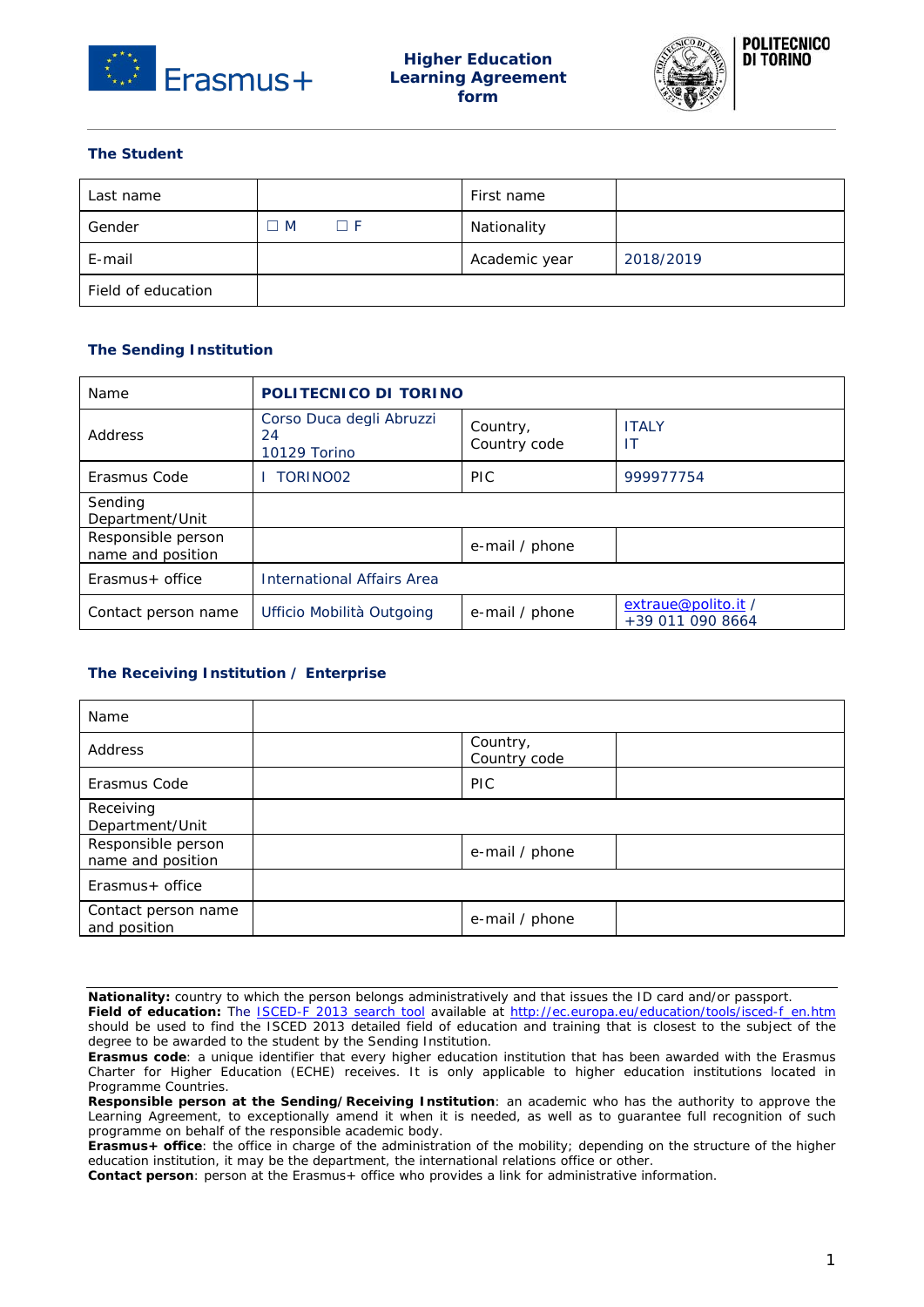# Higher Education Learning Agreement form

POLITECNICO DI TORINO

## The Student

| Last name | | First name | |
|---|---|---|---|
| Gender | ☐ M ☐ F | Nationality | |
| E-mail | | Academic year | 2018/2019 |
| Field of education | | | |

## The Sending Institution

| Name | **POLITECNICO DI TORINO** | | |
|---|---|---|---|
| Address | Corso Duca degli Abruzzi 24<br>10129 Torino | Country, Country code | ITALY<br>IT |
| Erasmus Code | I TORINO02 | PIC | 999977754 |
| Sending Department/Unit | | | |
| Responsible person name and position | | e-mail / phone | |
| Erasmus+ office | International Affairs Area | | |
| Contact person name | Ufficio Mobilità Outgoing | e-mail / phone | extraue@polito.it / +39 011 090 8664 |

## The Receiving Institution / Enterprise

| Name | | | |
|---|---|---|---|
| Address | | Country, Country code | |
| Erasmus Code | | PIC | |
| Receiving Department/Unit | | | |
| Responsible person name and position | | e-mail / phone | |
| Erasmus+ office | | | |
| Contact person name and position | | e-mail / phone | |

**Nationality:** country to which the person belongs administratively and that issues the ID card and/or passport.
**Field of education:** The ISCED-F 2013 search tool available at http://ec.europa.eu/education/tools/isced-f_en.htm should be used to find the ISCED 2013 detailed field of education and training that is closest to the subject of the degree to be awarded to the student by the Sending Institution.
**Erasmus code**: a unique identifier that every higher education institution that has been awarded with the Erasmus Charter for Higher Education (ECHE) receives. It is only applicable to higher education institutions located in Programme Countries.
**Responsible person at the Sending/Receiving Institution**: an academic who has the authority to approve the Learning Agreement, to exceptionally amend it when it is needed, as well as to guarantee full recognition of such programme on behalf of the responsible academic body.
**Erasmus+ office**: the office in charge of the administration of the mobility; depending on the structure of the higher education institution, it may be the department, the international relations office or other.
**Contact person**: person at the Erasmus+ office who provides a link for administrative information.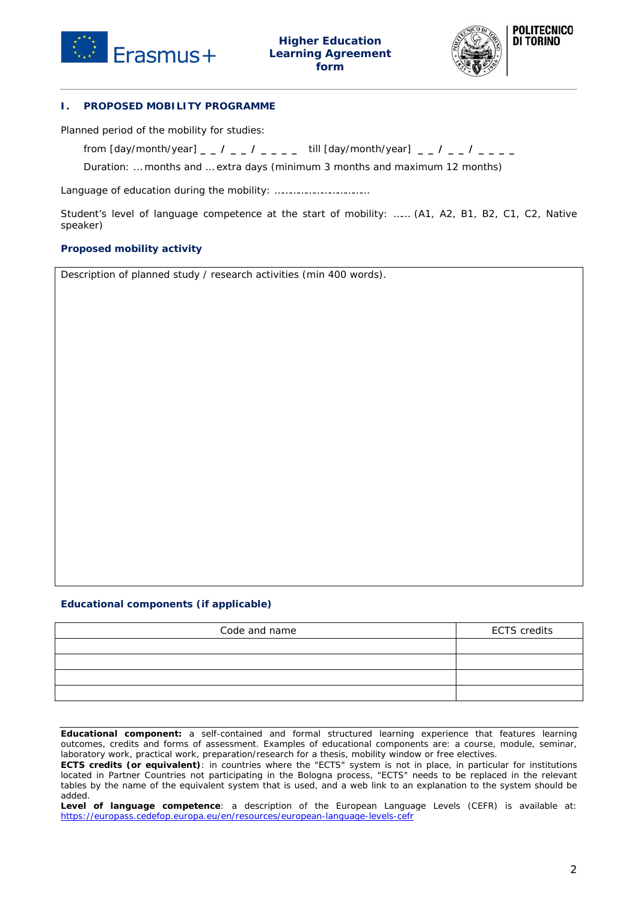**Higher Education Learning Agreement form**

**POLITECNICO DI TORINO**

## I. PROPOSED MOBILITY PROGRAMME

Planned period of the mobility for studies:

from [day/month/year] _ _ / _ _ / _ _ _ _ till [day/month/year] _ _ / _ _ / _ _ _ _

Duration: … months and … extra days (minimum 3 months and maximum 12 months)

Language of education during the mobility: ………………………………

Student's level of language competence at the start of mobility: …… (A1, A2, B1, B2, C1, C2, Native speaker)

### Proposed mobility activity

| Description of planned study / research activities (min 400 words). |
|---|
| |

### Educational components (if applicable)

| Code and name | ECTS credits |
|---|---|
| | |
| | |
| | |
| | |

**Educational component:** a self-contained and formal structured learning experience that features learning outcomes, credits and forms of assessment. Examples of educational components are: a course, module, seminar, laboratory work, practical work, preparation/research for a thesis, mobility window or free electives.
**ECTS credits (or equivalent)**: in countries where the "ECTS" system is not in place, in particular for institutions located in Partner Countries not participating in the Bologna process, "ECTS" needs to be replaced in the relevant tables by the name of the equivalent system that is used, and a web link to an explanation to the system should be added.
**Level of language competence**: a description of the European Language Levels (CEFR) is available at: https://europass.cedefop.europa.eu/en/resources/european-language-levels-cefr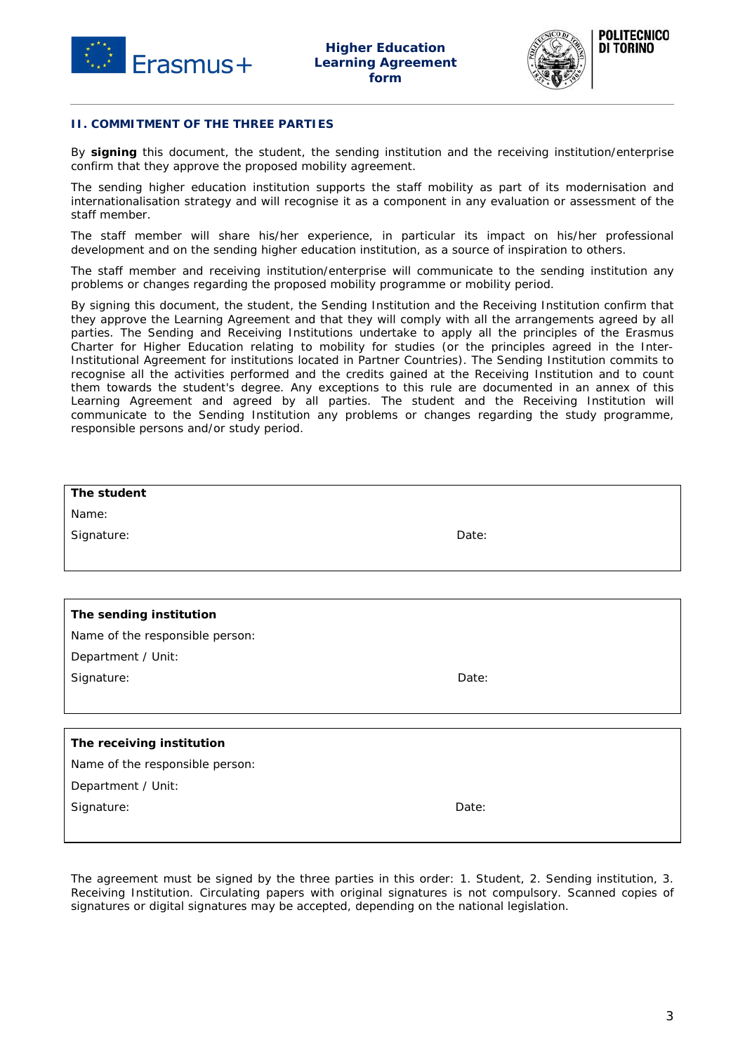## II. COMMITMENT OF THE THREE PARTIES

By **signing** this document, the student, the sending institution and the receiving institution/enterprise confirm that they approve the proposed mobility agreement.

The sending higher education institution supports the staff mobility as part of its modernisation and internationalisation strategy and will recognise it as a component in any evaluation or assessment of the staff member.

The staff member will share his/her experience, in particular its impact on his/her professional development and on the sending higher education institution, as a source of inspiration to others.

The staff member and receiving institution/enterprise will communicate to the sending institution any problems or changes regarding the proposed mobility programme or mobility period.

By signing this document, the student, the Sending Institution and the Receiving Institution confirm that they approve the Learning Agreement and that they will comply with all the arrangements agreed by all parties. The Sending and Receiving Institutions undertake to apply all the principles of the Erasmus Charter for Higher Education relating to mobility for studies (or the principles agreed in the Inter-Institutional Agreement for institutions located in Partner Countries). The Sending Institution commits to recognise all the activities performed and the credits gained at the Receiving Institution and to count them towards the student's degree. Any exceptions to this rule are documented in an annex of this Learning Agreement and agreed by all parties. The student and the Receiving Institution will communicate to the Sending Institution any problems or changes regarding the study programme, responsible persons and/or study period.

**The student**

Name:

Signature: Date:

**The sending institution**

Name of the responsible person:

Department / Unit:

Signature: Date:

**The receiving institution**

Name of the responsible person:

Department / Unit:

Signature: Date:

The agreement must be signed by the three parties in this order: 1. Student, 2. Sending institution, 3. Receiving Institution. Circulating papers with original signatures is not compulsory. Scanned copies of signatures or digital signatures may be accepted, depending on the national legislation.